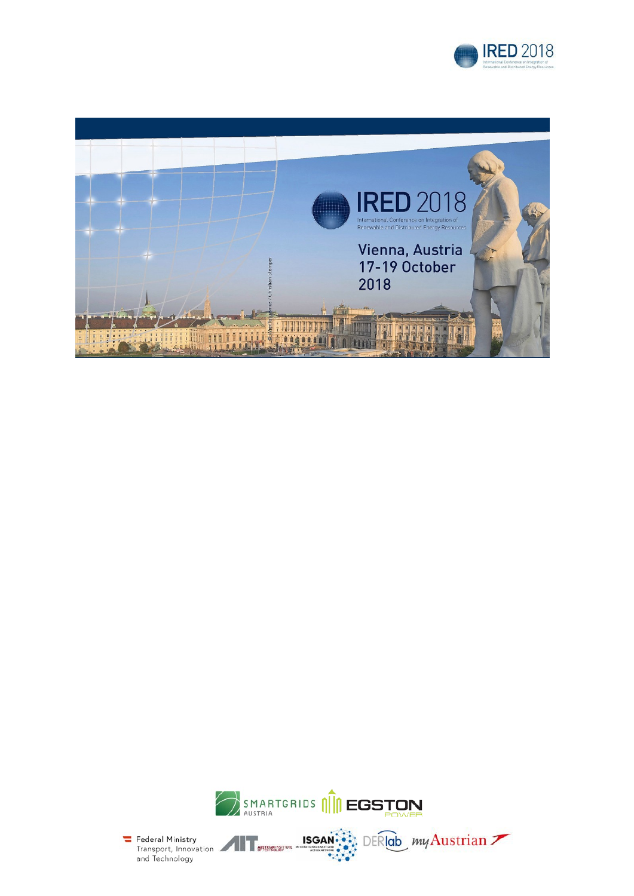# IRED 2018

International Conference on Integration of Renewable and Distributed Energy Resources

Vienna, Austria
17-19 October 2018

© WienTourismus / Christian Stemper

SMARTGRIDS AUSTRIA · EGSTON POWER

Federal Ministry Transport, Innovation and Technology · AIT Austrian Institute of Technology · ISGAN International Smart Grid Action Network · DERlab · myAustrian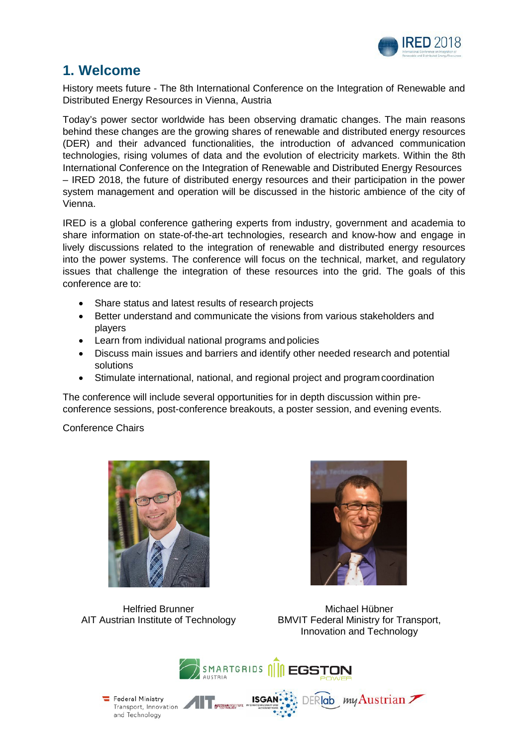# 1. Welcome

History meets future - The 8th International Conference on the Integration of Renewable and Distributed Energy Resources in Vienna, Austria

Today's power sector worldwide has been observing dramatic changes. The main reasons behind these changes are the growing shares of renewable and distributed energy resources (DER) and their advanced functionalities, the introduction of advanced communication technologies, rising volumes of data and the evolution of electricity markets. Within the 8th International Conference on the Integration of Renewable and Distributed Energy Resources – IRED 2018, the future of distributed energy resources and their participation in the power system management and operation will be discussed in the historic ambience of the city of Vienna.

IRED is a global conference gathering experts from industry, government and academia to share information on state-of-the-art technologies, research and know-how and engage in lively discussions related to the integration of renewable and distributed energy resources into the power systems. The conference will focus on the technical, market, and regulatory issues that challenge the integration of these resources into the grid. The goals of this conference are to:

- Share status and latest results of research projects
- Better understand and communicate the visions from various stakeholders and players
- Learn from individual national programs and policies
- Discuss main issues and barriers and identify other needed research and potential solutions
- Stimulate international, national, and regional project and program coordination

The conference will include several opportunities for in depth discussion within pre-conference sessions, post-conference breakouts, a poster session, and evening events.

Conference Chairs

Helfried Brunner
AIT Austrian Institute of Technology

Michael Hübner
BMVIT Federal Ministry for Transport, Innovation and Technology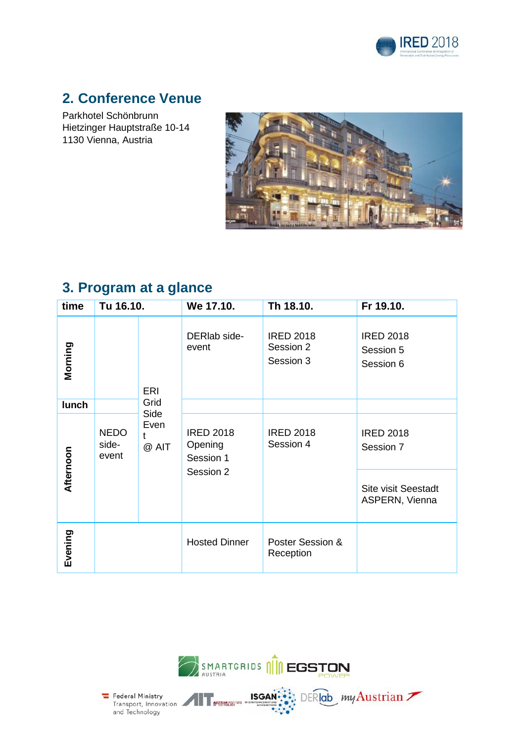## 2. Conference Venue

Parkhotel Schönbrunn
Hietzinger Hauptstraße 10-14
1130 Vienna, Austria

## 3. Program at a glance

| time | Tu 16.10. | | We 17.10. | Th 18.10. | Fr 19.10. |
|---|---|---|---|---|---|
| Morning | | ERI Grid Side Event @ AIT | DERlab side-event | IRED 2018 Session 2 Session 3 | IRED 2018 Session 5 Session 6 |
| lunch | | | | | |
| Afternoon | NEDO side-event | | IRED 2018 Opening Session 1 Session 2 | IRED 2018 Session 4 | IRED 2018 Session 7 / Site visit Seestadt ASPERN, Vienna |
| Evening | | | Hosted Dinner | Poster Session & Reception | |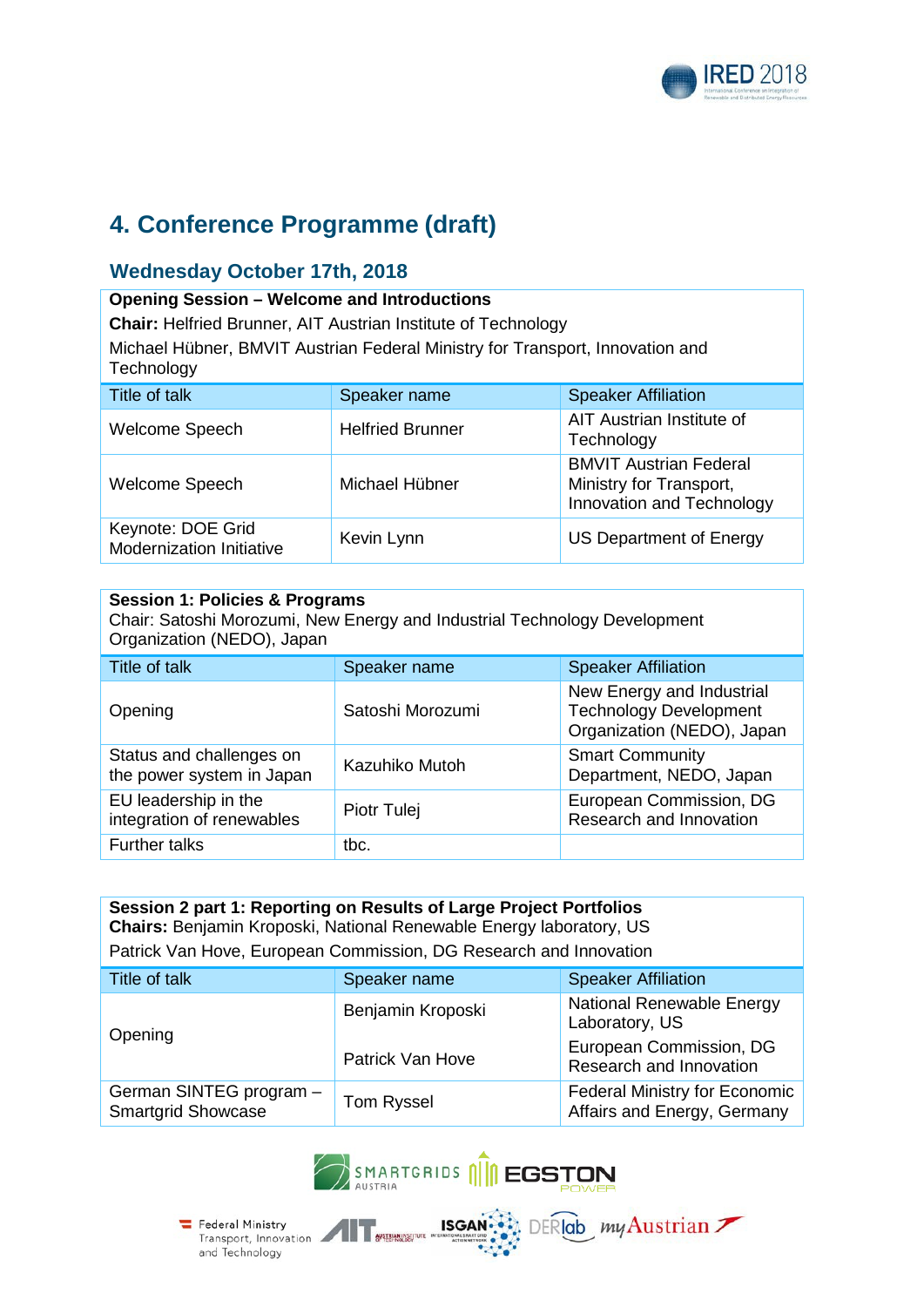## 4. Conference Programme (draft)

### Wednesday October 17th, 2018

**Opening Session – Welcome and Introductions**

**Chair:** Helfried Brunner, AIT Austrian Institute of Technology

Michael Hübner, BMVIT Austrian Federal Ministry for Transport, Innovation and Technology

| Title of talk | Speaker name | Speaker Affiliation |
|---|---|---|
| Welcome Speech | Helfried Brunner | AIT Austrian Institute of Technology |
| Welcome Speech | Michael Hübner | BMVIT Austrian Federal Ministry for Transport, Innovation and Technology |
| Keynote: DOE Grid Modernization Initiative | Kevin Lynn | US Department of Energy |

**Session 1: Policies & Programs**

Chair: Satoshi Morozumi, New Energy and Industrial Technology Development Organization (NEDO), Japan

| Title of talk | Speaker name | Speaker Affiliation |
|---|---|---|
| Opening | Satoshi Morozumi | New Energy and Industrial Technology Development Organization (NEDO), Japan |
| Status and challenges on the power system in Japan | Kazuhiko Mutoh | Smart Community Department, NEDO, Japan |
| EU leadership in the integration of renewables | Piotr Tulej | European Commission, DG Research and Innovation |
| Further talks | tbc. | |

**Session 2 part 1: Reporting on Results of Large Project Portfolios**

**Chairs:** Benjamin Kroposki, National Renewable Energy laboratory, US

Patrick Van Hove, European Commission, DG Research and Innovation

| Title of talk | Speaker name | Speaker Affiliation |
|---|---|---|
| Opening | Benjamin Kroposki | National Renewable Energy Laboratory, US |
| | Patrick Van Hove | European Commission, DG Research and Innovation |
| German SINTEG program – Smartgrid Showcase | Tom Ryssel | Federal Ministry for Economic Affairs and Energy, Germany |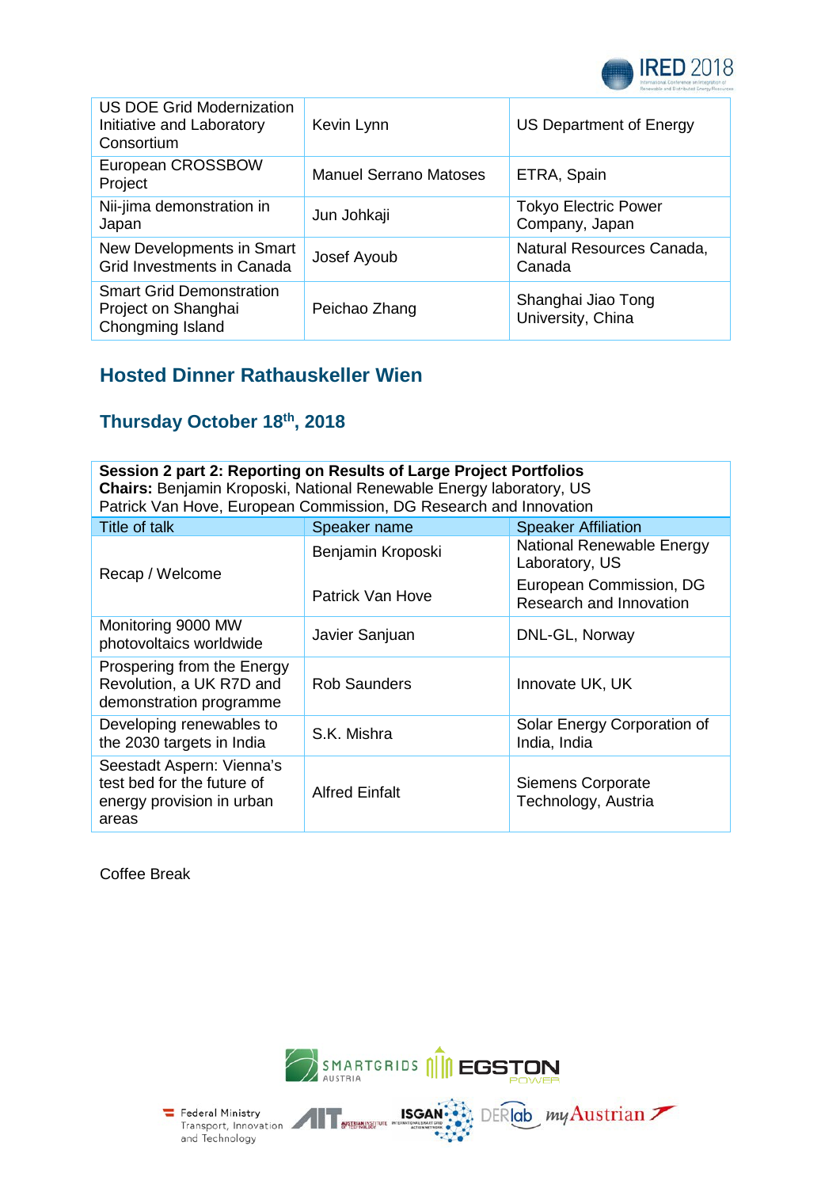| | | |
|---|---|---|
| US DOE Grid Modernization Initiative and Laboratory Consortium | Kevin Lynn | US Department of Energy |
| European CROSSBOW Project | Manuel Serrano Matoses | ETRA, Spain |
| Nii-jima demonstration in Japan | Jun Johkaji | Tokyo Electric Power Company, Japan |
| New Developments in Smart Grid Investments in Canada | Josef Ayoub | Natural Resources Canada, Canada |
| Smart Grid Demonstration Project on Shanghai Chongming Island | Peichao Zhang | Shanghai Jiao Tong University, China |

## Hosted Dinner Rathauskeller Wien

## Thursday October 18th, 2018

**Session 2 part 2: Reporting on Results of Large Project Portfolios**
**Chairs:** Benjamin Kroposki, National Renewable Energy laboratory, US
Patrick Van Hove, European Commission, DG Research and Innovation

| Title of talk | Speaker name | Speaker Affiliation |
|---|---|---|
| Recap / Welcome | Benjamin Kroposki | National Renewable Energy Laboratory, US |
| | Patrick Van Hove | European Commission, DG Research and Innovation |
| Monitoring 9000 MW photovoltaics worldwide | Javier Sanjuan | DNL-GL, Norway |
| Prospering from the Energy Revolution, a UK R7D and demonstration programme | Rob Saunders | Innovate UK, UK |
| Developing renewables to the 2030 targets in India | S.K. Mishra | Solar Energy Corporation of India, India |
| Seestadt Aspern: Vienna's test bed for the future of energy provision in urban areas | Alfred Einfalt | Siemens Corporate Technology, Austria |

Coffee Break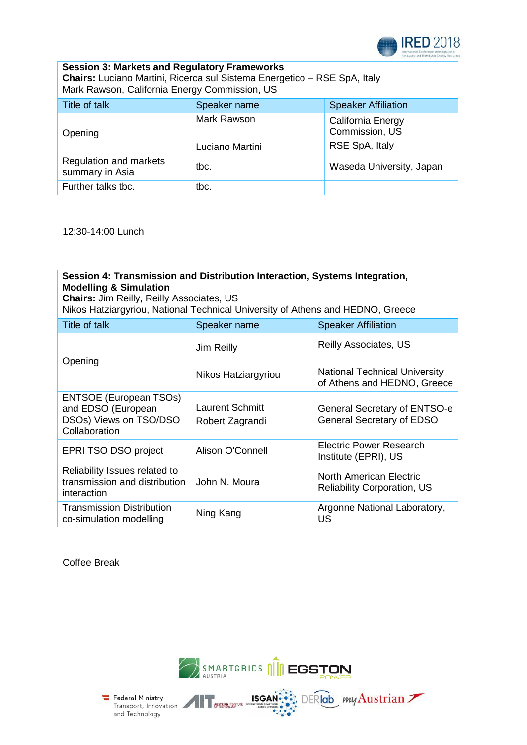**Session 3: Markets and Regulatory Frameworks**
**Chairs:** Luciano Martini, Ricerca sul Sistema Energetico – RSE SpA, Italy
Mark Rawson, California Energy Commission, US

| Title of talk | Speaker name | Speaker Affiliation |
|---|---|---|
| Opening | Mark Rawson<br><br>Luciano Martini | California Energy Commission, US<br>RSE SpA, Italy |
| Regulation and markets summary in Asia | tbc. | Waseda University, Japan |
| Further talks tbc. | tbc. | |

12:30-14:00 Lunch

**Session 4: Transmission and Distribution Interaction, Systems Integration, Modelling & Simulation**
**Chairs:** Jim Reilly, Reilly Associates, US
Nikos Hatziargyriou, National Technical University of Athens and HEDNO, Greece

| Title of talk | Speaker name | Speaker Affiliation |
|---|---|---|
| Opening | Jim Reilly<br><br>Nikos Hatziargyriou | Reilly Associates, US<br><br>National Technical University of Athens and HEDNO, Greece |
| ENTSOE (European TSOs) and EDSO (European DSOs) Views on TSO/DSO Collaboration | Laurent Schmitt<br>Robert Zagrandi | General Secretary of ENTSO-e<br>General Secretary of EDSO |
| EPRI TSO DSO project | Alison O'Connell | Electric Power Research Institute (EPRI), US |
| Reliability Issues related to transmission and distribution interaction | John N. Moura | North American Electric Reliability Corporation, US |
| Transmission Distribution co-simulation modelling | Ning Kang | Argonne National Laboratory, US |

Coffee Break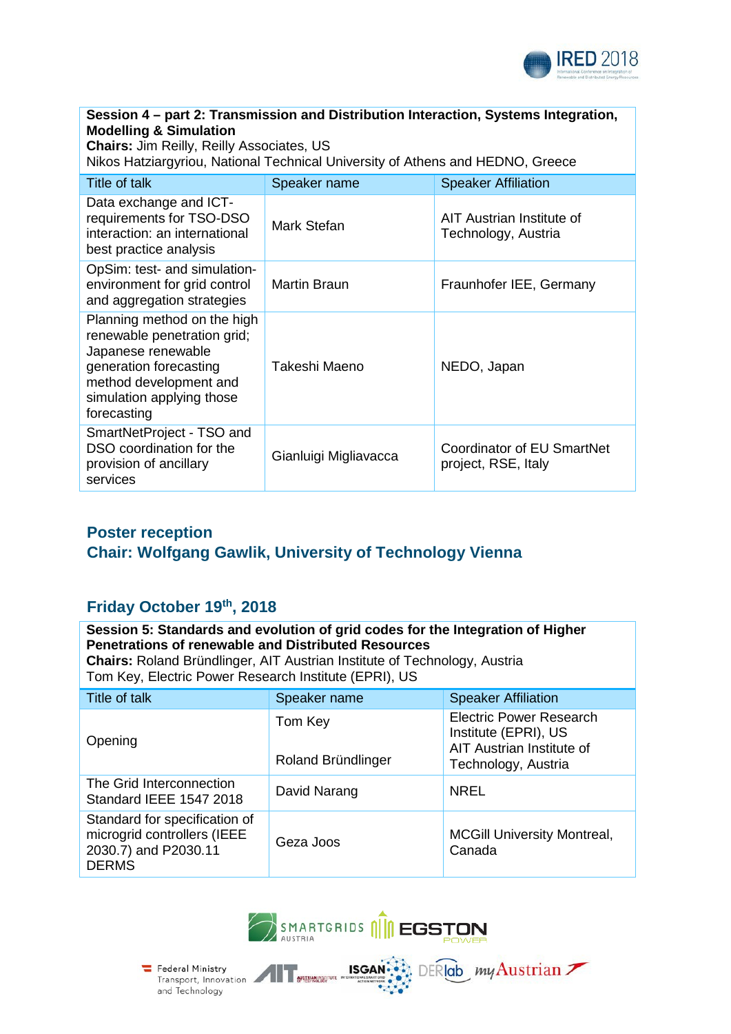| **Session 4 – part 2: Transmission and Distribution Interaction, Systems Integration, Modelling & Simulation**<br>**Chairs:** Jim Reilly, Reilly Associates, US<br>Nikos Hatziargyriou, National Technical University of Athens and HEDNO, Greece | | |
|---|---|---|
| Title of talk | Speaker name | Speaker Affiliation |
| Data exchange and ICT-requirements for TSO-DSO interaction: an international best practice analysis | Mark Stefan | AIT Austrian Institute of Technology, Austria |
| OpSim: test- and simulation-environment for grid control and aggregation strategies | Martin Braun | Fraunhofer IEE, Germany |
| Planning method on the high renewable penetration grid; Japanese renewable generation forecasting method development and simulation applying those forecasting | Takeshi Maeno | NEDO, Japan |
| SmartNetProject - TSO and DSO coordination for the provision of ancillary services | Gianluigi Migliavacca | Coordinator of EU SmartNet project, RSE, Italy |

## Poster reception

## Chair: Wolfgang Gawlik, University of Technology Vienna

## Friday October 19th, 2018

| **Session 5: Standards and evolution of grid codes for the Integration of Higher Penetrations of renewable and Distributed Resources**<br>**Chairs:** Roland Bründlinger, AIT Austrian Institute of Technology, Austria<br>Tom Key, Electric Power Research Institute (EPRI), US | | |
|---|---|---|
| Title of talk | Speaker name | Speaker Affiliation |
| Opening | Tom Key<br><br>Roland Bründlinger | Electric Power Research Institute (EPRI), US<br>AIT Austrian Institute of Technology, Austria |
| The Grid Interconnection Standard IEEE 1547 2018 | David Narang | NREL |
| Standard for specification of microgrid controllers (IEEE 2030.7) and P2030.11 DERMS | Geza Joos | MCGill University Montreal, Canada |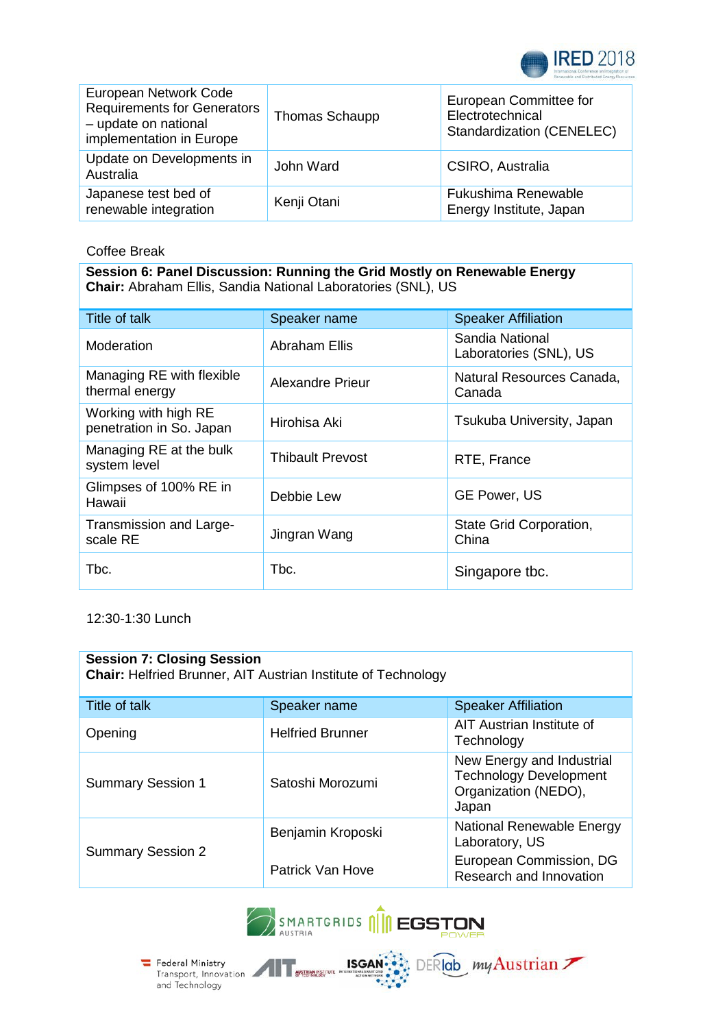| European Network Code Requirements for Generators – update on national implementation in Europe | Thomas Schaupp | European Committee for Electrotechnical Standardization (CENELEC) |
|---|---|---|
| Update on Developments in Australia | John Ward | CSIRO, Australia |
| Japanese test bed of renewable integration | Kenji Otani | Fukushima Renewable Energy Institute, Japan |

Coffee Break

**Session 6: Panel Discussion: Running the Grid Mostly on Renewable Energy**
**Chair:** Abraham Ellis, Sandia National Laboratories (SNL), US

| Title of talk | Speaker name | Speaker Affiliation |
|---|---|---|
| Moderation | Abraham Ellis | Sandia National Laboratories (SNL), US |
| Managing RE with flexible thermal energy | Alexandre Prieur | Natural Resources Canada, Canada |
| Working with high RE penetration in So. Japan | Hirohisa Aki | Tsukuba University, Japan |
| Managing RE at the bulk system level | Thibault Prevost | RTE, France |
| Glimpses of 100% RE in Hawaii | Debbie Lew | GE Power, US |
| Transmission and Large-scale RE | Jingran Wang | State Grid Corporation, China |
| Tbc. | Tbc. | Singapore tbc. |

12:30-1:30 Lunch

**Session 7: Closing Session**
**Chair:** Helfried Brunner, AIT Austrian Institute of Technology

| Title of talk | Speaker name | Speaker Affiliation |
|---|---|---|
| Opening | Helfried Brunner | AIT Austrian Institute of Technology |
| Summary Session 1 | Satoshi Morozumi | New Energy and Industrial Technology Development Organization (NEDO), Japan |
| Summary Session 2 | Benjamin Kroposki | National Renewable Energy Laboratory, US |
| | Patrick Van Hove | European Commission, DG Research and Innovation |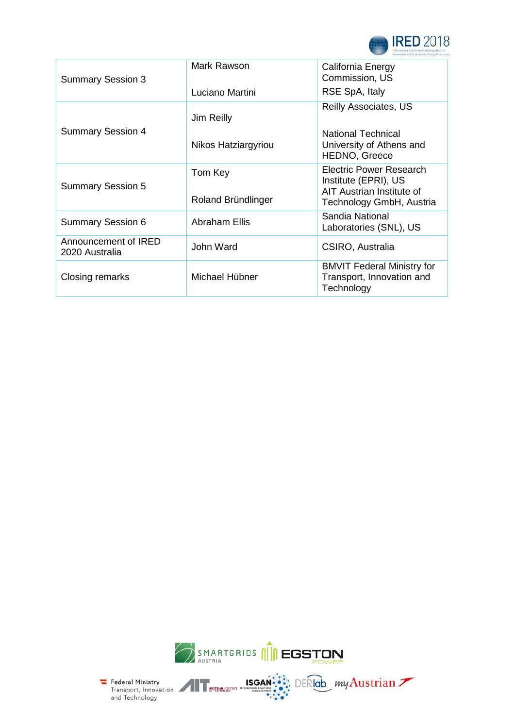| | | |
|---|---|---|
| Summary Session 3 | Mark Rawson<br><br>Luciano Martini | California Energy Commission, US<br>RSE SpA, Italy |
| Summary Session 4 | Jim Reilly<br><br>Nikos Hatziargyriou | Reilly Associates, US<br><br>National Technical University of Athens and HEDNO, Greece |
| Summary Session 5 | Tom Key<br><br>Roland Bründlinger | Electric Power Research Institute (EPRI), US<br>AIT Austrian Institute of Technology GmbH, Austria |
| Summary Session 6 | Abraham Ellis | Sandia National Laboratories (SNL), US |
| Announcement of IRED 2020 Australia | John Ward | CSIRO, Australia |
| Closing remarks | Michael Hübner | BMVIT Federal Ministry for Transport, Innovation and Technology |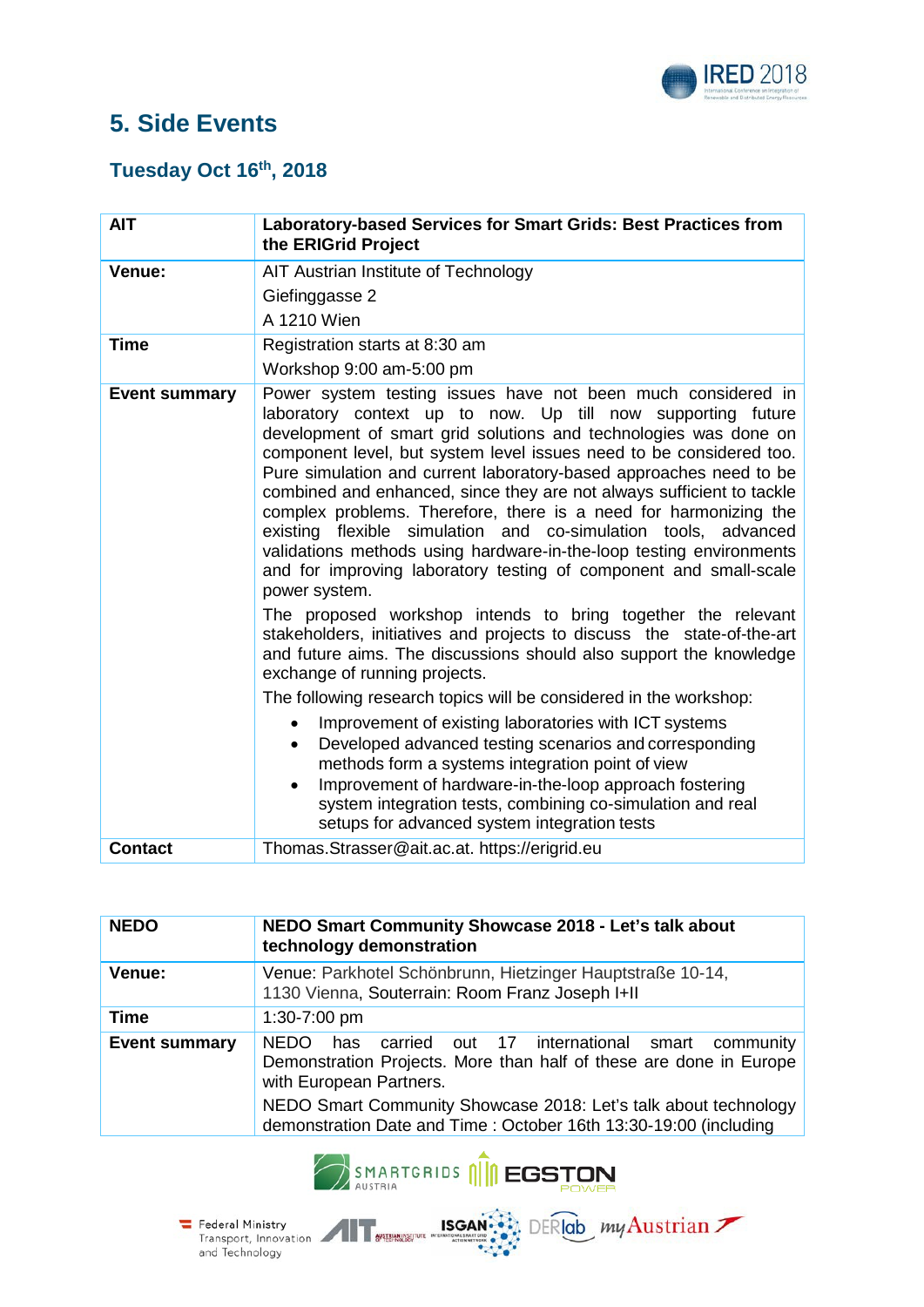## 5. Side Events

### Tuesday Oct 16th, 2018

| AIT | Laboratory-based Services for Smart Grids: Best Practices from the ERIGrid Project |
|---|---|
| **Venue:** | AIT Austrian Institute of Technology<br>Giefinggasse 2<br>A 1210 Wien |
| **Time** | Registration starts at 8:30 am<br>Workshop 9:00 am-5:00 pm |
| **Event summary** | Power system testing issues have not been much considered in laboratory context up to now. Up till now supporting future development of smart grid solutions and technologies was done on component level, but system level issues need to be considered too. Pure simulation and current laboratory-based approaches need to be combined and enhanced, since they are not always sufficient to tackle complex problems. Therefore, there is a need for harmonizing the existing flexible simulation and co-simulation tools, advanced validations methods using hardware-in-the-loop testing environments and for improving laboratory testing of component and small-scale power system.<br>The proposed workshop intends to bring together the relevant stakeholders, initiatives and projects to discuss the state-of-the-art and future aims. The discussions should also support the knowledge exchange of running projects.<br>The following research topics will be considered in the workshop:<br>• Improvement of existing laboratories with ICT systems<br>• Developed advanced testing scenarios and corresponding methods form a systems integration point of view<br>• Improvement of hardware-in-the-loop approach fostering system integration tests, combining co-simulation and real setups for advanced system integration tests |
| **Contact** | Thomas.Strasser@ait.ac.at. https://erigrid.eu |

| NEDO | NEDO Smart Community Showcase 2018 - Let's talk about technology demonstration |
|---|---|
| **Venue:** | Venue: Parkhotel Schönbrunn, Hietzinger Hauptstraße 10-14, 1130 Vienna, Souterrain: Room Franz Joseph I+II |
| **Time** | 1:30-7:00 pm |
| **Event summary** | NEDO has carried out 17 international smart community Demonstration Projects. More than half of these are done in Europe with European Partners.<br>NEDO Smart Community Showcase 2018: Let's talk about technology demonstration Date and Time : October 16th 13:30-19:00 (including |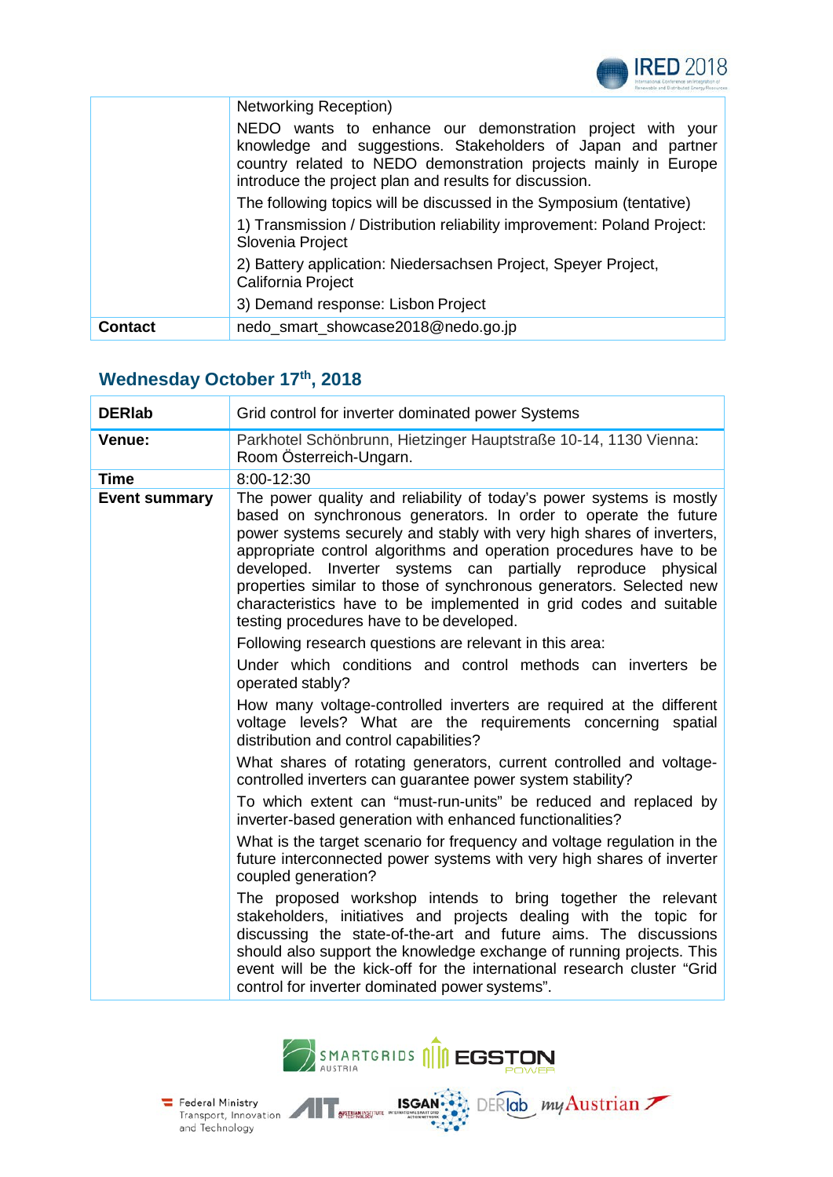| | |
|---|---|
| | Networking Reception)<br><br>NEDO wants to enhance our demonstration project with your knowledge and suggestions. Stakeholders of Japan and partner country related to NEDO demonstration projects mainly in Europe introduce the project plan and results for discussion.<br><br>The following topics will be discussed in the Symposium (tentative)<br><br>1) Transmission / Distribution reliability improvement: Poland Project: Slovenia Project<br><br>2) Battery application: Niedersachsen Project, Speyer Project, California Project<br><br>3) Demand response: Lisbon Project |
| **Contact** | nedo_smart_showcase2018@nedo.go.jp |

## Wednesday October 17th, 2018

| **DERlab** | Grid control for inverter dominated power Systems |
|---|---|
| **Venue:** | Parkhotel Schönbrunn, Hietzinger Hauptstraße 10-14, 1130 Vienna: Room Österreich-Ungarn. |
| **Time** | 8:00-12:30 |
| **Event summary** | The power quality and reliability of today's power systems is mostly based on synchronous generators. In order to operate the future power systems securely and stably with very high shares of inverters, appropriate control algorithms and operation procedures have to be developed. Inverter systems can partially reproduce physical properties similar to those of synchronous generators. Selected new characteristics have to be implemented in grid codes and suitable testing procedures have to be developed.<br><br>Following research questions are relevant in this area:<br><br>Under which conditions and control methods can inverters be operated stably?<br><br>How many voltage-controlled inverters are required at the different voltage levels? What are the requirements concerning spatial distribution and control capabilities?<br><br>What shares of rotating generators, current controlled and voltage-controlled inverters can guarantee power system stability?<br><br>To which extent can "must-run-units" be reduced and replaced by inverter-based generation with enhanced functionalities?<br><br>What is the target scenario for frequency and voltage regulation in the future interconnected power systems with very high shares of inverter coupled generation?<br><br>The proposed workshop intends to bring together the relevant stakeholders, initiatives and projects dealing with the topic for discussing the state-of-the-art and future aims. The discussions should also support the knowledge exchange of running projects. This event will be the kick-off for the international research cluster "Grid control for inverter dominated power systems". |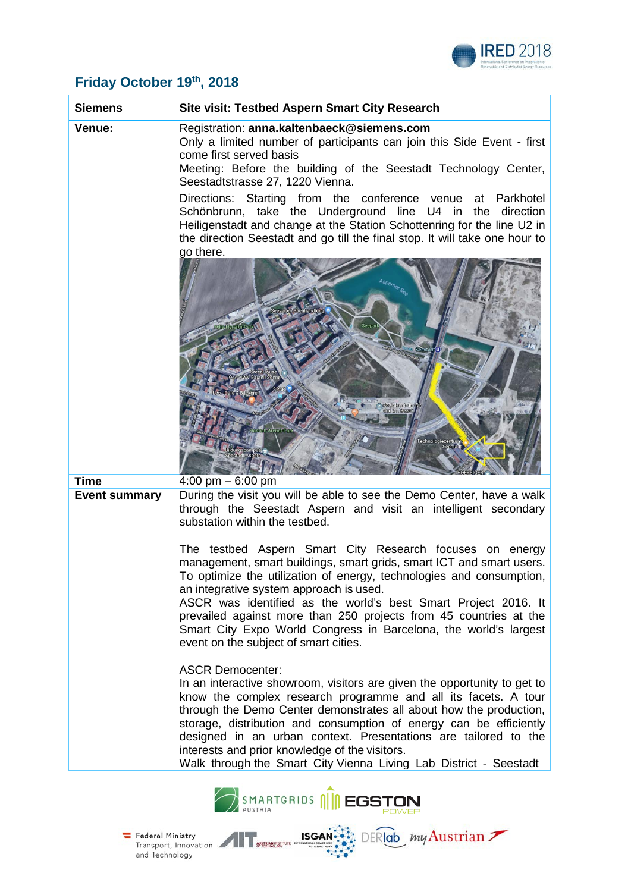## Friday October 19th, 2018

| Siemens | Site visit: Testbed Aspern Smart City Research |
|---|---|
| **Venue:** | Registration: **anna.kaltenbaeck@siemens.com**<br>Only a limited number of participants can join this Side Event - first come first served basis<br>Meeting: Before the building of the Seestadt Technology Center, Seestadtstrasse 27, 1220 Vienna.<br>Directions: Starting from the conference venue at Parkhotel Schönbrunn, take the Underground line U4 in the direction Heiligenstadt and change at the Station Schottenring for the line U2 in the direction Seestadt and go till the final stop. It will take one hour to go there. |
| **Time** | 4:00 pm – 6:00 pm |
| **Event summary** | During the visit you will be able to see the Demo Center, have a walk through the Seestadt Aspern and visit an intelligent secondary substation within the testbed.<br><br>The testbed Aspern Smart City Research focuses on energy management, smart buildings, smart grids, smart ICT and smart users. To optimize the utilization of energy, technologies and consumption, an integrative system approach is used.<br>ASCR was identified as the world's best Smart Project 2016. It prevailed against more than 250 projects from 45 countries at the Smart City Expo World Congress in Barcelona, the world's largest event on the subject of smart cities.<br><br>ASCR Democenter:<br>In an interactive showroom, visitors are given the opportunity to get to know the complex research programme and all its facets. A tour through the Demo Center demonstrates all about how the production, storage, distribution and consumption of energy can be efficiently designed in an urban context. Presentations are tailored to the interests and prior knowledge of the visitors.<br>Walk through the Smart City Vienna Living Lab District - Seestadt |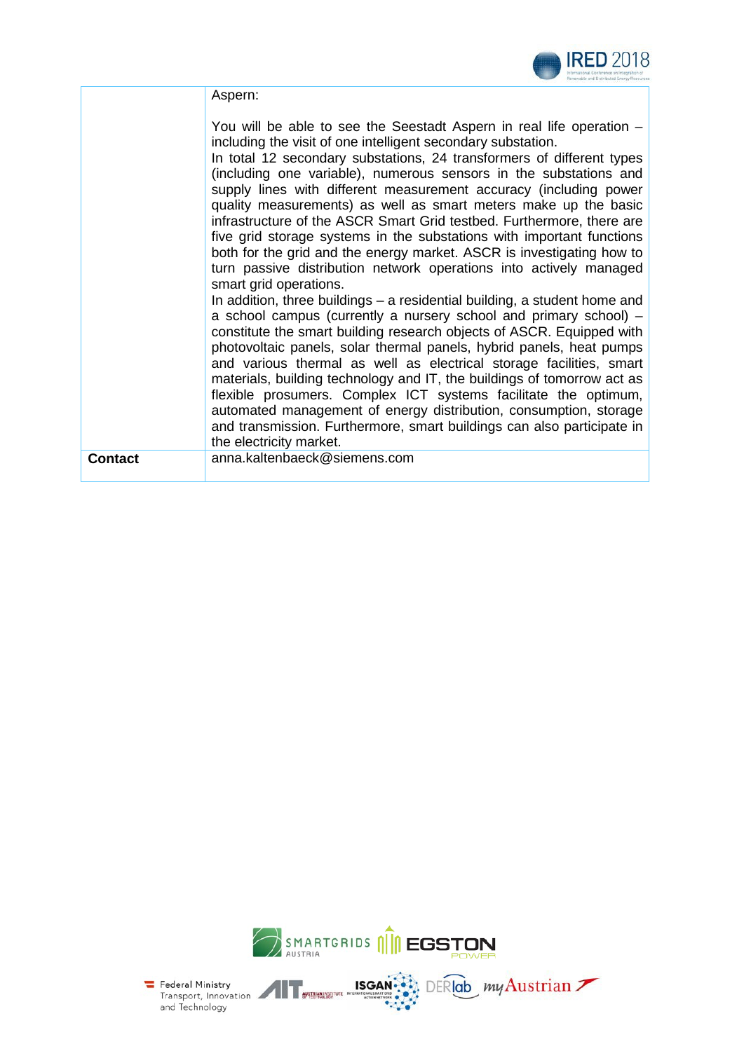| | Aspern:<br><br>You will be able to see the Seestadt Aspern in real life operation – including the visit of one intelligent secondary substation.<br>In total 12 secondary substations, 24 transformers of different types (including one variable), numerous sensors in the substations and supply lines with different measurement accuracy (including power quality measurements) as well as smart meters make up the basic infrastructure of the ASCR Smart Grid testbed. Furthermore, there are five grid storage systems in the substations with important functions both for the grid and the energy market. ASCR is investigating how to turn passive distribution network operations into actively managed smart grid operations.<br>In addition, three buildings – a residential building, a student home and a school campus (currently a nursery school and primary school) – constitute the smart building research objects of ASCR. Equipped with photovoltaic panels, solar thermal panels, hybrid panels, heat pumps and various thermal as well as electrical storage facilities, smart materials, building technology and IT, the buildings of tomorrow act as flexible prosumers. Complex ICT systems facilitate the optimum, automated management of energy distribution, consumption, storage and transmission. Furthermore, smart buildings can also participate in the electricity market. |
|---|---|
| **Contact** | anna.kaltenbaeck@siemens.com |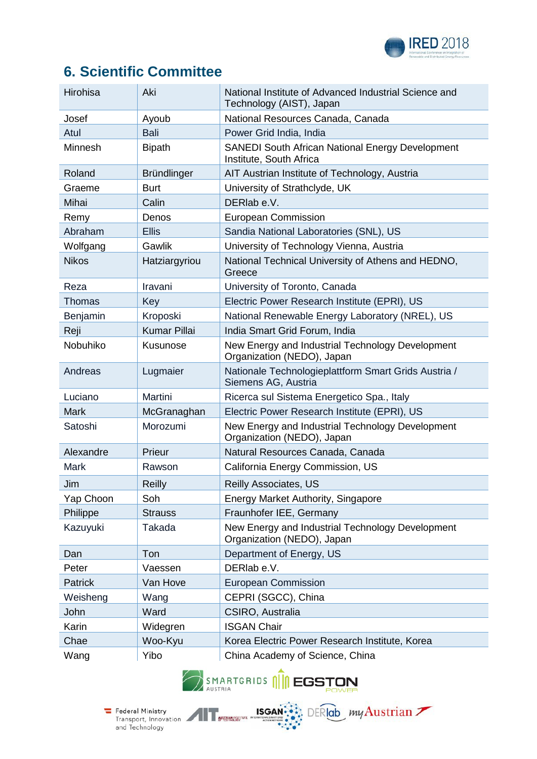## 6. Scientific Committee

| | | |
|---|---|---|
| Hirohisa | Aki | National Institute of Advanced Industrial Science and Technology (AIST), Japan |
| Josef | Ayoub | National Resources Canada, Canada |
| Atul | Bali | Power Grid India, India |
| Minnesh | Bipath | SANEDI South African National Energy Development Institute, South Africa |
| Roland | Bründlinger | AIT Austrian Institute of Technology, Austria |
| Graeme | Burt | University of Strathclyde, UK |
| Mihai | Calin | DERlab e.V. |
| Remy | Denos | European Commission |
| Abraham | Ellis | Sandia National Laboratories (SNL), US |
| Wolfgang | Gawlik | University of Technology Vienna, Austria |
| Nikos | Hatziargyriou | National Technical University of Athens and HEDNO, Greece |
| Reza | Iravani | University of Toronto, Canada |
| Thomas | Key | Electric Power Research Institute (EPRI), US |
| Benjamin | Kroposki | National Renewable Energy Laboratory (NREL), US |
| Reji | Kumar Pillai | India Smart Grid Forum, India |
| Nobuhiko | Kusunose | New Energy and Industrial Technology Development Organization (NEDO), Japan |
| Andreas | Lugmaier | Nationale Technologieplattform Smart Grids Austria / Siemens AG, Austria |
| Luciano | Martini | Ricerca sul Sistema Energetico Spa., Italy |
| Mark | McGranaghan | Electric Power Research Institute (EPRI), US |
| Satoshi | Morozumi | New Energy and Industrial Technology Development Organization (NEDO), Japan |
| Alexandre | Prieur | Natural Resources Canada, Canada |
| Mark | Rawson | California Energy Commission, US |
| Jim | Reilly | Reilly Associates, US |
| Yap Choon | Soh | Energy Market Authority, Singapore |
| Philippe | Strauss | Fraunhofer IEE, Germany |
| Kazuyuki | Takada | New Energy and Industrial Technology Development Organization (NEDO), Japan |
| Dan | Ton | Department of Energy, US |
| Peter | Vaessen | DERlab e.V. |
| Patrick | Van Hove | European Commission |
| Weisheng | Wang | CEPRI (SGCC), China |
| John | Ward | CSIRO, Australia |
| Karin | Widegren | ISGAN Chair |
| Chae | Woo-Kyu | Korea Electric Power Research Institute, Korea |
| Wang | Yibo | China Academy of Science, China |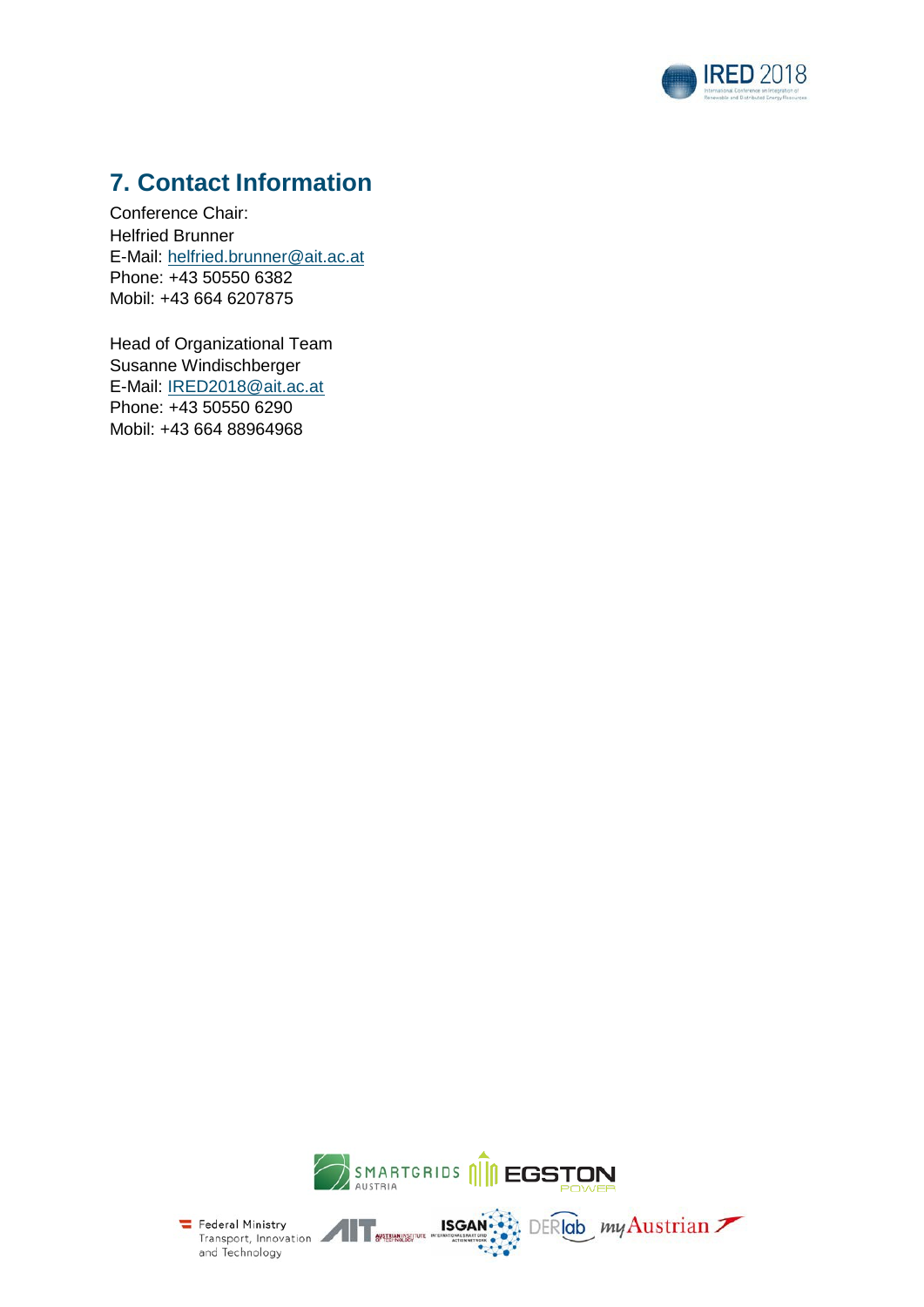## 7. Contact Information

Conference Chair:
Helfried Brunner
E-Mail: helfried.brunner@ait.ac.at
Phone: +43 50550 6382
Mobil: +43 664 6207875

Head of Organizational Team
Susanne Windischberger
E-Mail: IRED2018@ait.ac.at
Phone: +43 50550 6290
Mobil: +43 664 88964968